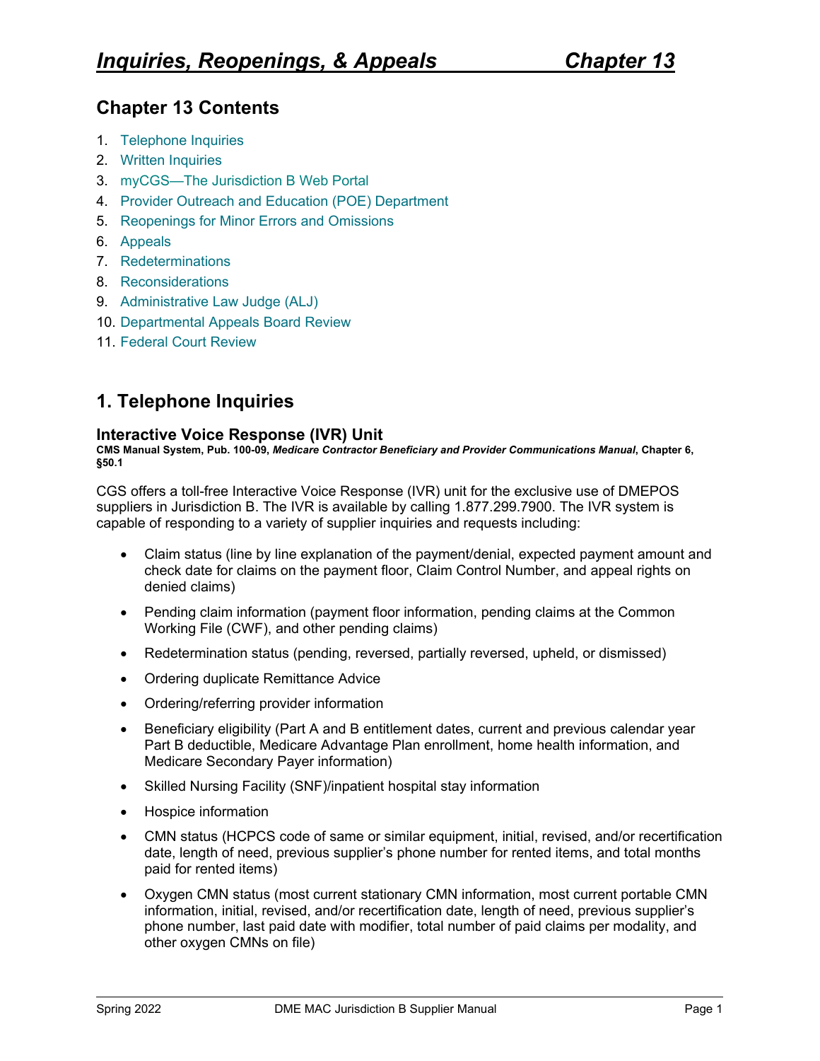# Inquiries, Reopenings, & Appeals — Chapter 13

## Chapter 13 Contents

1. Telephone Inquiries
2. Written Inquiries
3. myCGS—The Jurisdiction B Web Portal
4. Provider Outreach and Education (POE) Department
5. Reopenings for Minor Errors and Omissions
6. Appeals
7. Redeterminations
8. Reconsiderations
9. Administrative Law Judge (ALJ)
10. Departmental Appeals Board Review
11. Federal Court Review

## 1. Telephone Inquiries

### Interactive Voice Response (IVR) Unit

**CMS Manual System, Pub. 100-09, *Medicare Contractor Beneficiary and Provider Communications Manual*, Chapter 6, §50.1**

CGS offers a toll-free Interactive Voice Response (IVR) unit for the exclusive use of DMEPOS suppliers in Jurisdiction B. The IVR is available by calling 1.877.299.7900. The IVR system is capable of responding to a variety of supplier inquiries and requests including:

- Claim status (line by line explanation of the payment/denial, expected payment amount and check date for claims on the payment floor, Claim Control Number, and appeal rights on denied claims)
- Pending claim information (payment floor information, pending claims at the Common Working File (CWF), and other pending claims)
- Redetermination status (pending, reversed, partially reversed, upheld, or dismissed)
- Ordering duplicate Remittance Advice
- Ordering/referring provider information
- Beneficiary eligibility (Part A and B entitlement dates, current and previous calendar year Part B deductible, Medicare Advantage Plan enrollment, home health information, and Medicare Secondary Payer information)
- Skilled Nursing Facility (SNF)/inpatient hospital stay information
- Hospice information
- CMN status (HCPCS code of same or similar equipment, initial, revised, and/or recertification date, length of need, previous supplier's phone number for rented items, and total months paid for rented items)
- Oxygen CMN status (most current stationary CMN information, most current portable CMN information, initial, revised, and/or recertification date, length of need, previous supplier's phone number, last paid date with modifier, total number of paid claims per modality, and other oxygen CMNs on file)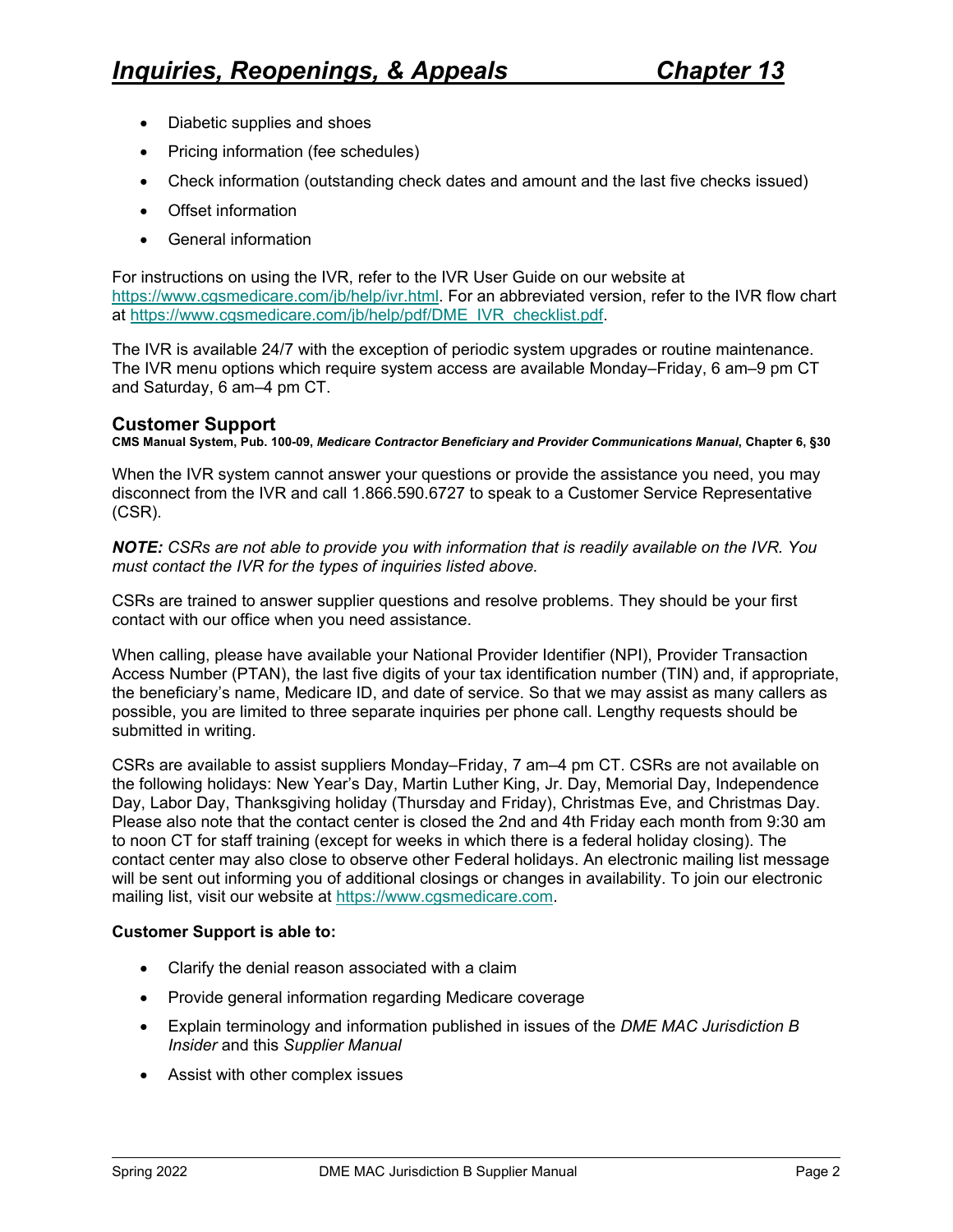- Diabetic supplies and shoes
- Pricing information (fee schedules)
- Check information (outstanding check dates and amount and the last five checks issued)
- Offset information
- General information

For instructions on using the IVR, refer to the IVR User Guide on our website at https://www.cgsmedicare.com/jb/help/ivr.html. For an abbreviated version, refer to the IVR flow chart at https://www.cgsmedicare.com/jb/help/pdf/DME_IVR_checklist.pdf.

The IVR is available 24/7 with the exception of periodic system upgrades or routine maintenance. The IVR menu options which require system access are available Monday–Friday, 6 am–9 pm CT and Saturday, 6 am–4 pm CT.

## Customer Support

**CMS Manual System, Pub. 100-09, *Medicare Contractor Beneficiary and Provider Communications Manual*, Chapter 6, §30**

When the IVR system cannot answer your questions or provide the assistance you need, you may disconnect from the IVR and call 1.866.590.6727 to speak to a Customer Service Representative (CSR).

***NOTE:*** *CSRs are not able to provide you with information that is readily available on the IVR. You must contact the IVR for the types of inquiries listed above.*

CSRs are trained to answer supplier questions and resolve problems. They should be your first contact with our office when you need assistance.

When calling, please have available your National Provider Identifier (NPI), Provider Transaction Access Number (PTAN), the last five digits of your tax identification number (TIN) and, if appropriate, the beneficiary's name, Medicare ID, and date of service. So that we may assist as many callers as possible, you are limited to three separate inquiries per phone call. Lengthy requests should be submitted in writing.

CSRs are available to assist suppliers Monday–Friday, 7 am–4 pm CT. CSRs are not available on the following holidays: New Year's Day, Martin Luther King, Jr. Day, Memorial Day, Independence Day, Labor Day, Thanksgiving holiday (Thursday and Friday), Christmas Eve, and Christmas Day. Please also note that the contact center is closed the 2nd and 4th Friday each month from 9:30 am to noon CT for staff training (except for weeks in which there is a federal holiday closing). The contact center may also close to observe other Federal holidays. An electronic mailing list message will be sent out informing you of additional closings or changes in availability. To join our electronic mailing list, visit our website at https://www.cgsmedicare.com.

**Customer Support is able to:**

- Clarify the denial reason associated with a claim
- Provide general information regarding Medicare coverage
- Explain terminology and information published in issues of the *DME MAC Jurisdiction B Insider* and this *Supplier Manual*
- Assist with other complex issues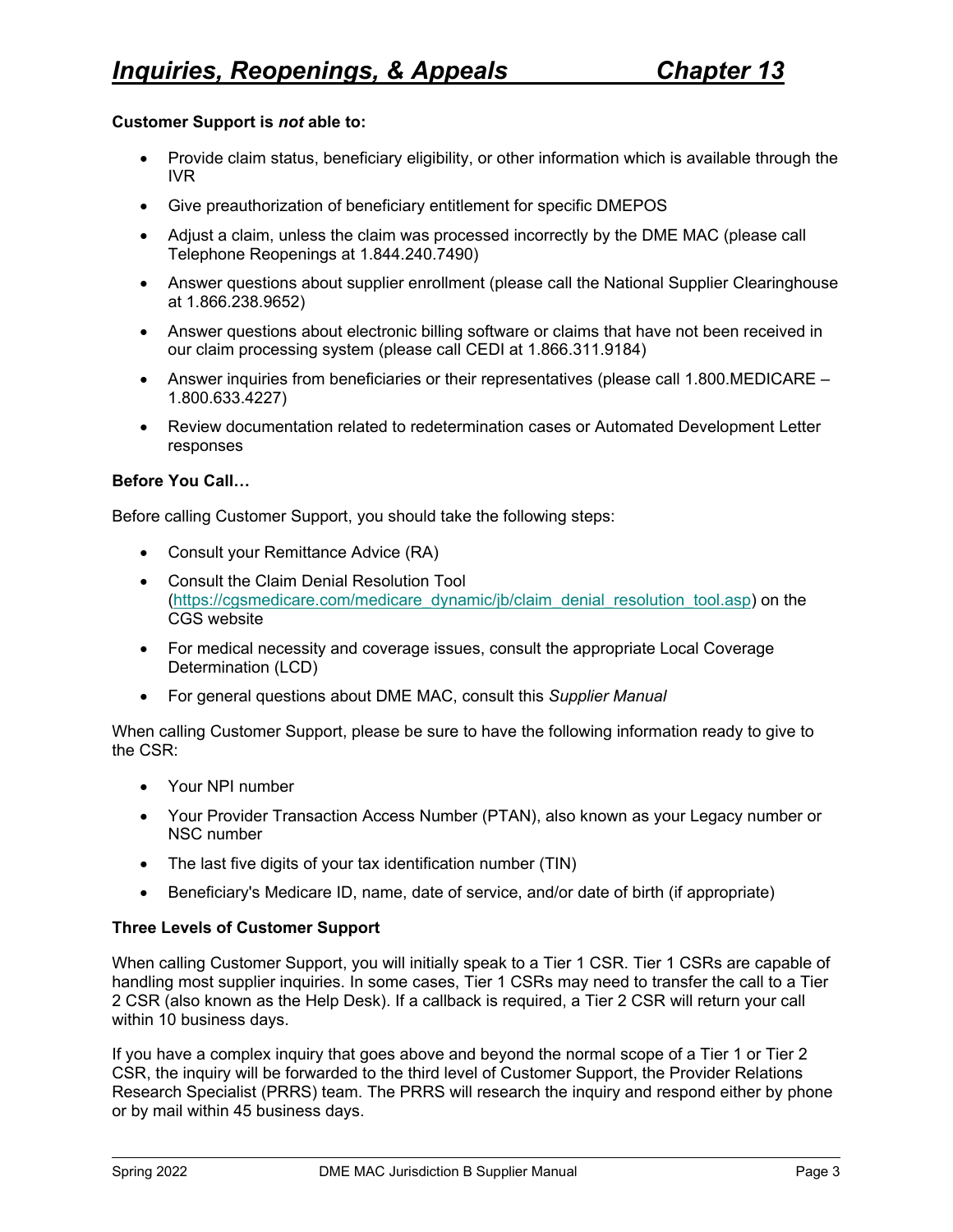**Customer Support is *not* able to:**

- Provide claim status, beneficiary eligibility, or other information which is available through the IVR
- Give preauthorization of beneficiary entitlement for specific DMEPOS
- Adjust a claim, unless the claim was processed incorrectly by the DME MAC (please call Telephone Reopenings at 1.844.240.7490)
- Answer questions about supplier enrollment (please call the National Supplier Clearinghouse at 1.866.238.9652)
- Answer questions about electronic billing software or claims that have not been received in our claim processing system (please call CEDI at 1.866.311.9184)
- Answer inquiries from beneficiaries or their representatives (please call 1.800.MEDICARE – 1.800.633.4227)
- Review documentation related to redetermination cases or Automated Development Letter responses

**Before You Call…**

Before calling Customer Support, you should take the following steps:

- Consult your Remittance Advice (RA)
- Consult the Claim Denial Resolution Tool ([https://cgsmedicare.com/medicare_dynamic/jb/claim_denial_resolution_tool.asp](https://cgsmedicare.com/medicare_dynamic/jb/claim_denial_resolution_tool.asp)) on the CGS website
- For medical necessity and coverage issues, consult the appropriate Local Coverage Determination (LCD)
- For general questions about DME MAC, consult this *Supplier Manual*

When calling Customer Support, please be sure to have the following information ready to give to the CSR:

- Your NPI number
- Your Provider Transaction Access Number (PTAN), also known as your Legacy number or NSC number
- The last five digits of your tax identification number (TIN)
- Beneficiary's Medicare ID, name, date of service, and/or date of birth (if appropriate)

**Three Levels of Customer Support**

When calling Customer Support, you will initially speak to a Tier 1 CSR. Tier 1 CSRs are capable of handling most supplier inquiries. In some cases, Tier 1 CSRs may need to transfer the call to a Tier 2 CSR (also known as the Help Desk). If a callback is required, a Tier 2 CSR will return your call within 10 business days.

If you have a complex inquiry that goes above and beyond the normal scope of a Tier 1 or Tier 2 CSR, the inquiry will be forwarded to the third level of Customer Support, the Provider Relations Research Specialist (PRRS) team. The PRRS will research the inquiry and respond either by phone or by mail within 45 business days.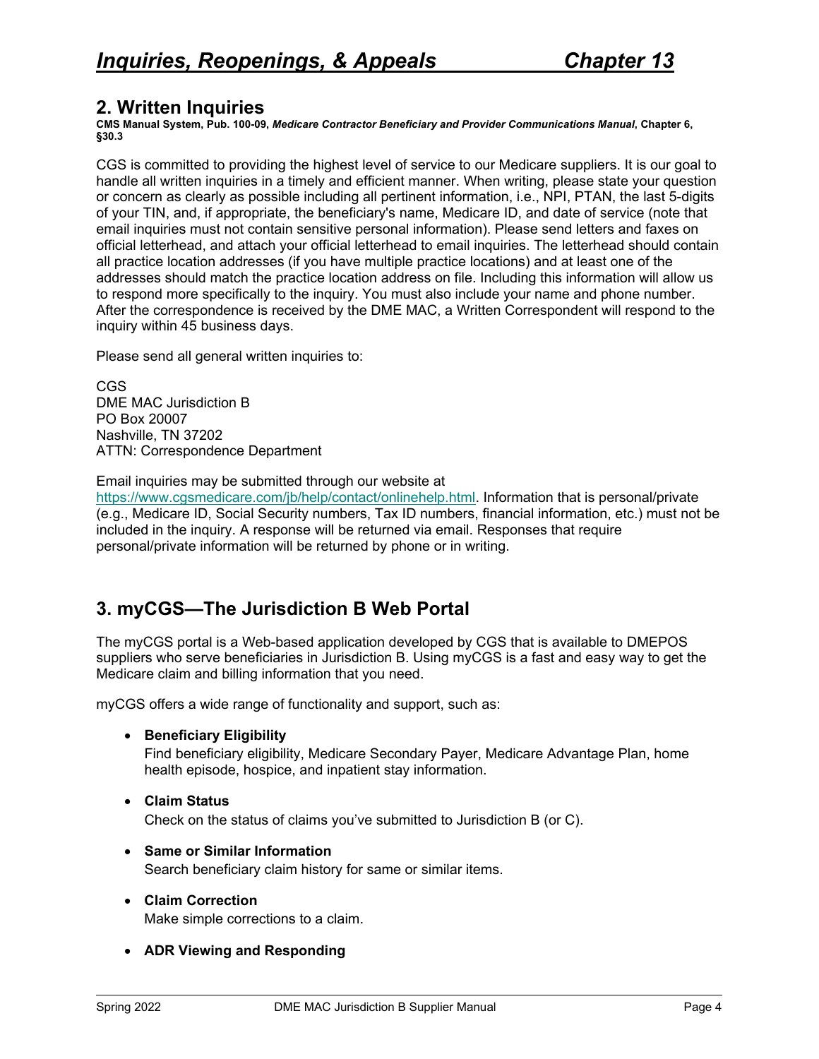## 2. Written Inquiries

**CMS Manual System, Pub. 100-09, *Medicare Contractor Beneficiary and Provider Communications Manual*, Chapter 6, §30.3**

CGS is committed to providing the highest level of service to our Medicare suppliers. It is our goal to handle all written inquiries in a timely and efficient manner. When writing, please state your question or concern as clearly as possible including all pertinent information, i.e., NPI, PTAN, the last 5-digits of your TIN, and, if appropriate, the beneficiary's name, Medicare ID, and date of service (note that email inquiries must not contain sensitive personal information). Please send letters and faxes on official letterhead, and attach your official letterhead to email inquiries. The letterhead should contain all practice location addresses (if you have multiple practice locations) and at least one of the addresses should match the practice location address on file. Including this information will allow us to respond more specifically to the inquiry. You must also include your name and phone number. After the correspondence is received by the DME MAC, a Written Correspondent will respond to the inquiry within 45 business days.

Please send all general written inquiries to:

CGS
DME MAC Jurisdiction B
PO Box 20007
Nashville, TN 37202
ATTN: Correspondence Department

Email inquiries may be submitted through our website at https://www.cgsmedicare.com/jb/help/contact/onlinehelp.html. Information that is personal/private (e.g., Medicare ID, Social Security numbers, Tax ID numbers, financial information, etc.) must not be included in the inquiry. A response will be returned via email. Responses that require personal/private information will be returned by phone or in writing.

## 3. myCGS—The Jurisdiction B Web Portal

The myCGS portal is a Web-based application developed by CGS that is available to DMEPOS suppliers who serve beneficiaries in Jurisdiction B. Using myCGS is a fast and easy way to get the Medicare claim and billing information that you need.

myCGS offers a wide range of functionality and support, such as:

- **Beneficiary Eligibility**
  Find beneficiary eligibility, Medicare Secondary Payer, Medicare Advantage Plan, home health episode, hospice, and inpatient stay information.
- **Claim Status**
  Check on the status of claims you've submitted to Jurisdiction B (or C).
- **Same or Similar Information**
  Search beneficiary claim history for same or similar items.
- **Claim Correction**
  Make simple corrections to a claim.
- **ADR Viewing and Responding**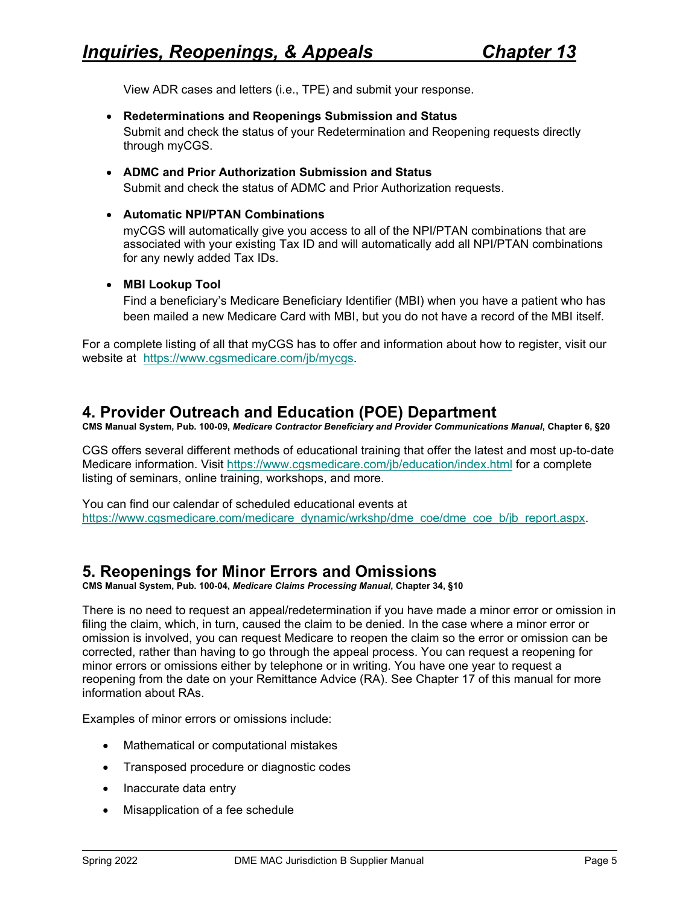View ADR cases and letters (i.e., TPE) and submit your response.

- **Redeterminations and Reopenings Submission and Status**
  Submit and check the status of your Redetermination and Reopening requests directly through myCGS.

- **ADMC and Prior Authorization Submission and Status**
  Submit and check the status of ADMC and Prior Authorization requests.

- **Automatic NPI/PTAN Combinations**
  myCGS will automatically give you access to all of the NPI/PTAN combinations that are associated with your existing Tax ID and will automatically add all NPI/PTAN combinations for any newly added Tax IDs.

- **MBI Lookup Tool**
  Find a beneficiary's Medicare Beneficiary Identifier (MBI) when you have a patient who has been mailed a new Medicare Card with MBI, but you do not have a record of the MBI itself.

For a complete listing of all that myCGS has to offer and information about how to register, visit our website at https://www.cgsmedicare.com/jb/mycgs.

## 4. Provider Outreach and Education (POE) Department

**CMS Manual System, Pub. 100-09, *Medicare Contractor Beneficiary and Provider Communications Manual*, Chapter 6, §20**

CGS offers several different methods of educational training that offer the latest and most up-to-date Medicare information. Visit https://www.cgsmedicare.com/jb/education/index.html for a complete listing of seminars, online training, workshops, and more.

You can find our calendar of scheduled educational events at https://www.cgsmedicare.com/medicare_dynamic/wrkshp/dme_coe/dme_coe_b/jb_report.aspx.

## 5. Reopenings for Minor Errors and Omissions

**CMS Manual System, Pub. 100-04, *Medicare Claims Processing Manual*, Chapter 34, §10**

There is no need to request an appeal/redetermination if you have made a minor error or omission in filing the claim, which, in turn, caused the claim to be denied. In the case where a minor error or omission is involved, you can request Medicare to reopen the claim so the error or omission can be corrected, rather than having to go through the appeal process. You can request a reopening for minor errors or omissions either by telephone or in writing. You have one year to request a reopening from the date on your Remittance Advice (RA). See Chapter 17 of this manual for more information about RAs.

Examples of minor errors or omissions include:

- Mathematical or computational mistakes
- Transposed procedure or diagnostic codes
- Inaccurate data entry
- Misapplication of a fee schedule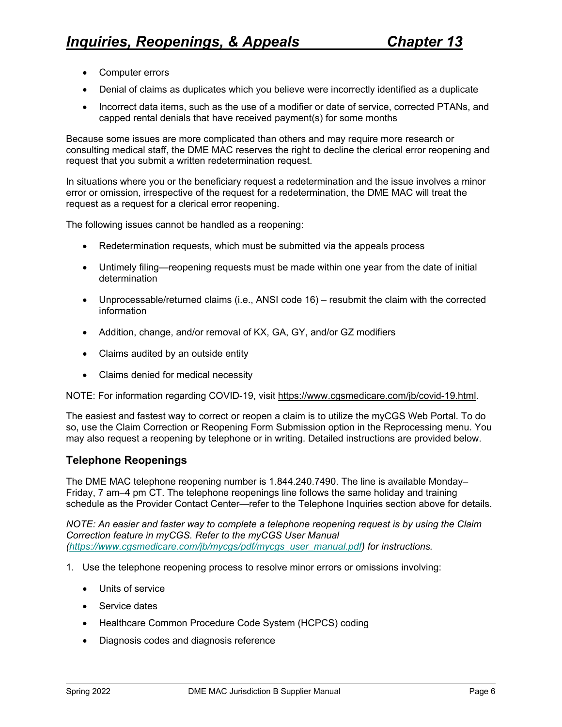- Computer errors
- Denial of claims as duplicates which you believe were incorrectly identified as a duplicate
- Incorrect data items, such as the use of a modifier or date of service, corrected PTANs, and capped rental denials that have received payment(s) for some months

Because some issues are more complicated than others and may require more research or consulting medical staff, the DME MAC reserves the right to decline the clerical error reopening and request that you submit a written redetermination request.

In situations where you or the beneficiary request a redetermination and the issue involves a minor error or omission, irrespective of the request for a redetermination, the DME MAC will treat the request as a request for a clerical error reopening.

The following issues cannot be handled as a reopening:

- Redetermination requests, which must be submitted via the appeals process
- Untimely filing—reopening requests must be made within one year from the date of initial determination
- Unprocessable/returned claims (i.e., ANSI code 16) – resubmit the claim with the corrected information
- Addition, change, and/or removal of KX, GA, GY, and/or GZ modifiers
- Claims audited by an outside entity
- Claims denied for medical necessity

NOTE: For information regarding COVID-19, visit https://www.cgsmedicare.com/jb/covid-19.html.

The easiest and fastest way to correct or reopen a claim is to utilize the myCGS Web Portal. To do so, use the Claim Correction or Reopening Form Submission option in the Reprocessing menu. You may also request a reopening by telephone or in writing. Detailed instructions are provided below.

### Telephone Reopenings

The DME MAC telephone reopening number is 1.844.240.7490. The line is available Monday–Friday, 7 am–4 pm CT. The telephone reopenings line follows the same holiday and training schedule as the Provider Contact Center—refer to the Telephone Inquiries section above for details.

*NOTE: An easier and faster way to complete a telephone reopening request is by using the Claim Correction feature in myCGS. Refer to the myCGS User Manual (https://www.cgsmedicare.com/jb/mycgs/pdf/mycgs_user_manual.pdf) for instructions.*

1. Use the telephone reopening process to resolve minor errors or omissions involving:
   - Units of service
   - Service dates
   - Healthcare Common Procedure Code System (HCPCS) coding
   - Diagnosis codes and diagnosis reference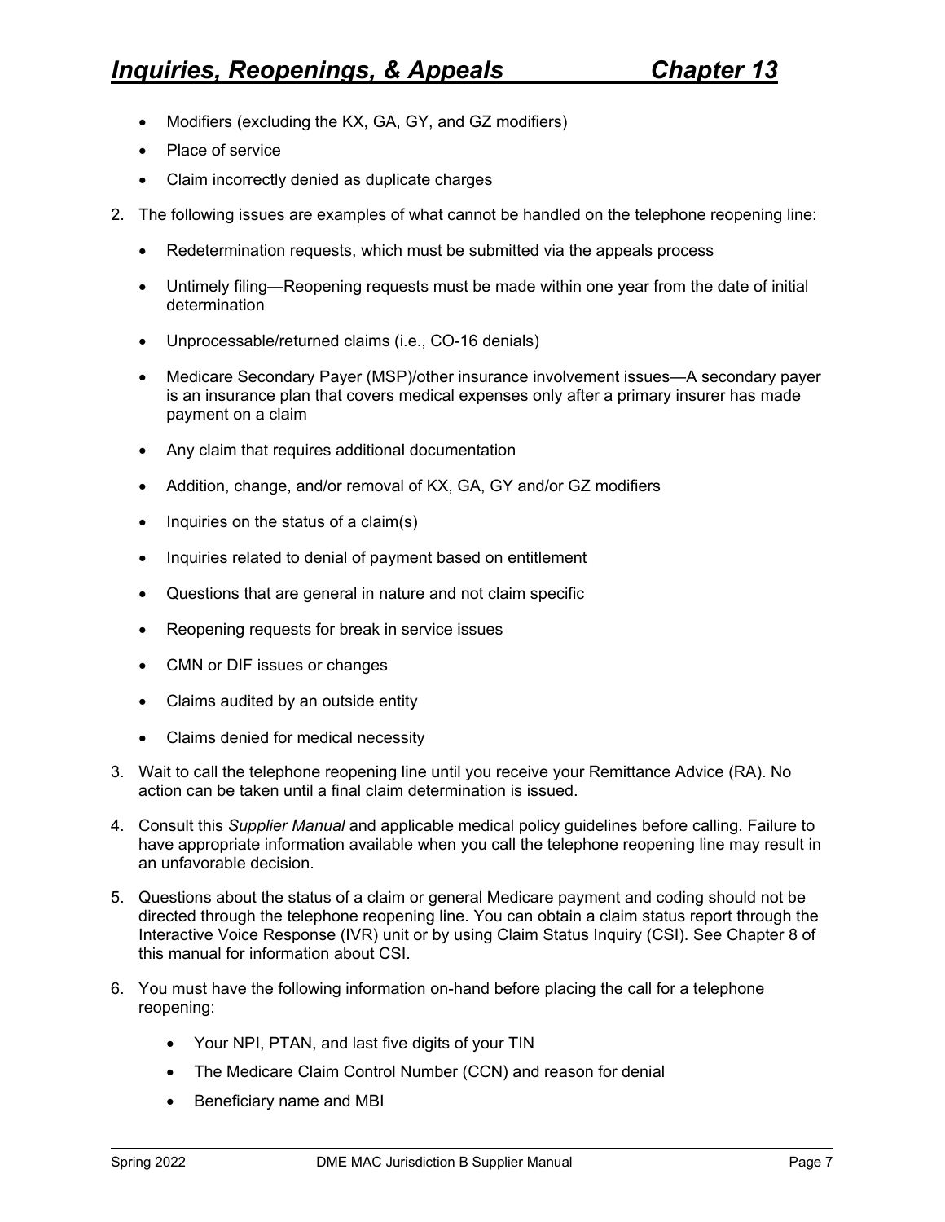- Modifiers (excluding the KX, GA, GY, and GZ modifiers)
- Place of service
- Claim incorrectly denied as duplicate charges

2. The following issues are examples of what cannot be handled on the telephone reopening line:

   - Redetermination requests, which must be submitted via the appeals process
   - Untimely filing—Reopening requests must be made within one year from the date of initial determination
   - Unprocessable/returned claims (i.e., CO-16 denials)
   - Medicare Secondary Payer (MSP)/other insurance involvement issues—A secondary payer is an insurance plan that covers medical expenses only after a primary insurer has made payment on a claim
   - Any claim that requires additional documentation
   - Addition, change, and/or removal of KX, GA, GY and/or GZ modifiers
   - Inquiries on the status of a claim(s)
   - Inquiries related to denial of payment based on entitlement
   - Questions that are general in nature and not claim specific
   - Reopening requests for break in service issues
   - CMN or DIF issues or changes
   - Claims audited by an outside entity
   - Claims denied for medical necessity

3. Wait to call the telephone reopening line until you receive your Remittance Advice (RA). No action can be taken until a final claim determination is issued.

4. Consult this *Supplier Manual* and applicable medical policy guidelines before calling. Failure to have appropriate information available when you call the telephone reopening line may result in an unfavorable decision.

5. Questions about the status of a claim or general Medicare payment and coding should not be directed through the telephone reopening line. You can obtain a claim status report through the Interactive Voice Response (IVR) unit or by using Claim Status Inquiry (CSI). See Chapter 8 of this manual for information about CSI.

6. You must have the following information on-hand before placing the call for a telephone reopening:

   - Your NPI, PTAN, and last five digits of your TIN
   - The Medicare Claim Control Number (CCN) and reason for denial
   - Beneficiary name and MBI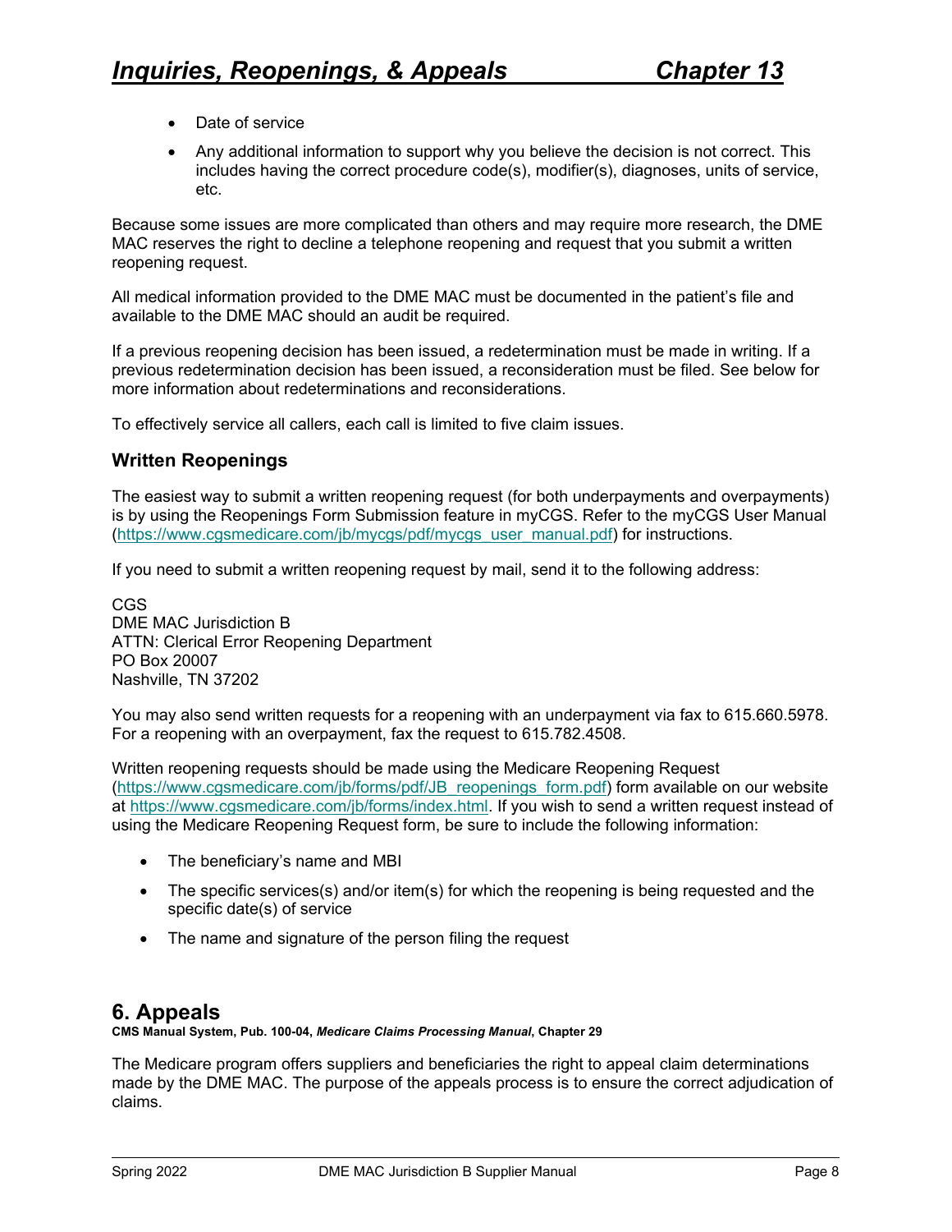- Date of service
- Any additional information to support why you believe the decision is not correct. This includes having the correct procedure code(s), modifier(s), diagnoses, units of service, etc.

Because some issues are more complicated than others and may require more research, the DME MAC reserves the right to decline a telephone reopening and request that you submit a written reopening request.

All medical information provided to the DME MAC must be documented in the patient's file and available to the DME MAC should an audit be required.

If a previous reopening decision has been issued, a redetermination must be made in writing. If a previous redetermination decision has been issued, a reconsideration must be filed. See below for more information about redeterminations and reconsiderations.

To effectively service all callers, each call is limited to five claim issues.

### Written Reopenings

The easiest way to submit a written reopening request (for both underpayments and overpayments) is by using the Reopenings Form Submission feature in myCGS. Refer to the myCGS User Manual (https://www.cgsmedicare.com/jb/mycgs/pdf/mycgs_user_manual.pdf) for instructions.

If you need to submit a written reopening request by mail, send it to the following address:

CGS
DME MAC Jurisdiction B
ATTN: Clerical Error Reopening Department
PO Box 20007
Nashville, TN 37202

You may also send written requests for a reopening with an underpayment via fax to 615.660.5978. For a reopening with an overpayment, fax the request to 615.782.4508.

Written reopening requests should be made using the Medicare Reopening Request (https://www.cgsmedicare.com/jb/forms/pdf/JB_reopenings_form.pdf) form available on our website at https://www.cgsmedicare.com/jb/forms/index.html. If you wish to send a written request instead of using the Medicare Reopening Request form, be sure to include the following information:

- The beneficiary's name and MBI
- The specific services(s) and/or item(s) for which the reopening is being requested and the specific date(s) of service
- The name and signature of the person filing the request

## 6. Appeals

**CMS Manual System, Pub. 100-04, *Medicare Claims Processing Manual*, Chapter 29**

The Medicare program offers suppliers and beneficiaries the right to appeal claim determinations made by the DME MAC. The purpose of the appeals process is to ensure the correct adjudication of claims.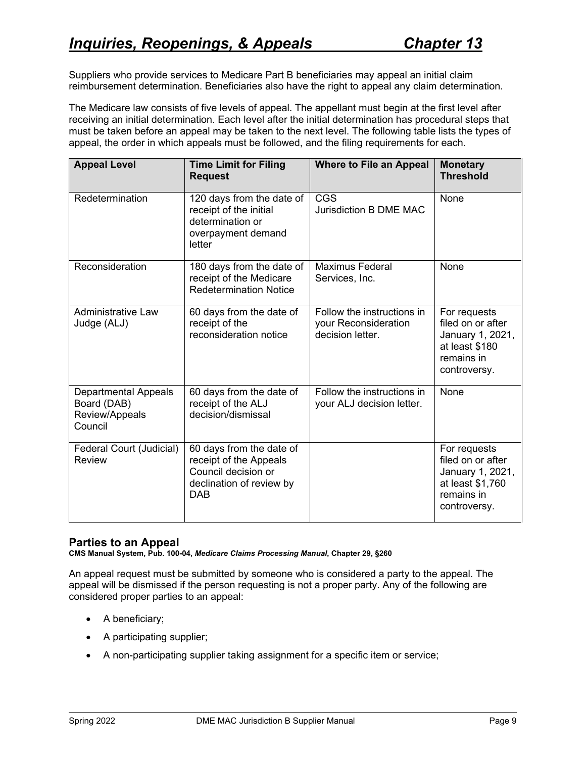# *Inquiries, Reopenings, & Appeals* — *Chapter 13*

Suppliers who provide services to Medicare Part B beneficiaries may appeal an initial claim reimbursement determination. Beneficiaries also have the right to appeal any claim determination.

The Medicare law consists of five levels of appeal. The appellant must begin at the first level after receiving an initial determination. Each level after the initial determination has procedural steps that must be taken before an appeal may be taken to the next level. The following table lists the types of appeal, the order in which appeals must be followed, and the filing requirements for each.

| Appeal Level | Time Limit for Filing Request | Where to File an Appeal | Monetary Threshold |
|---|---|---|---|
| Redetermination | 120 days from the date of receipt of the initial determination or overpayment demand letter | CGS Jurisdiction B DME MAC | None |
| Reconsideration | 180 days from the date of receipt of the Medicare Redetermination Notice | Maximus Federal Services, Inc. | None |
| Administrative Law Judge (ALJ) | 60 days from the date of receipt of the reconsideration notice | Follow the instructions in your Reconsideration decision letter. | For requests filed on or after January 1, 2021, at least $180 remains in controversy. |
| Departmental Appeals Board (DAB) Review/Appeals Council | 60 days from the date of receipt of the ALJ decision/dismissal | Follow the instructions in your ALJ decision letter. | None |
| Federal Court (Judicial) Review | 60 days from the date of receipt of the Appeals Council decision or declination of review by DAB | | For requests filed on or after January 1, 2021, at least $1,760 remains in controversy. |

## Parties to an Appeal

**CMS Manual System, Pub. 100-04, *Medicare Claims Processing Manual*, Chapter 29, §260**

An appeal request must be submitted by someone who is considered a party to the appeal. The appeal will be dismissed if the person requesting is not a proper party. Any of the following are considered proper parties to an appeal:

- A beneficiary;
- A participating supplier;
- A non-participating supplier taking assignment for a specific item or service;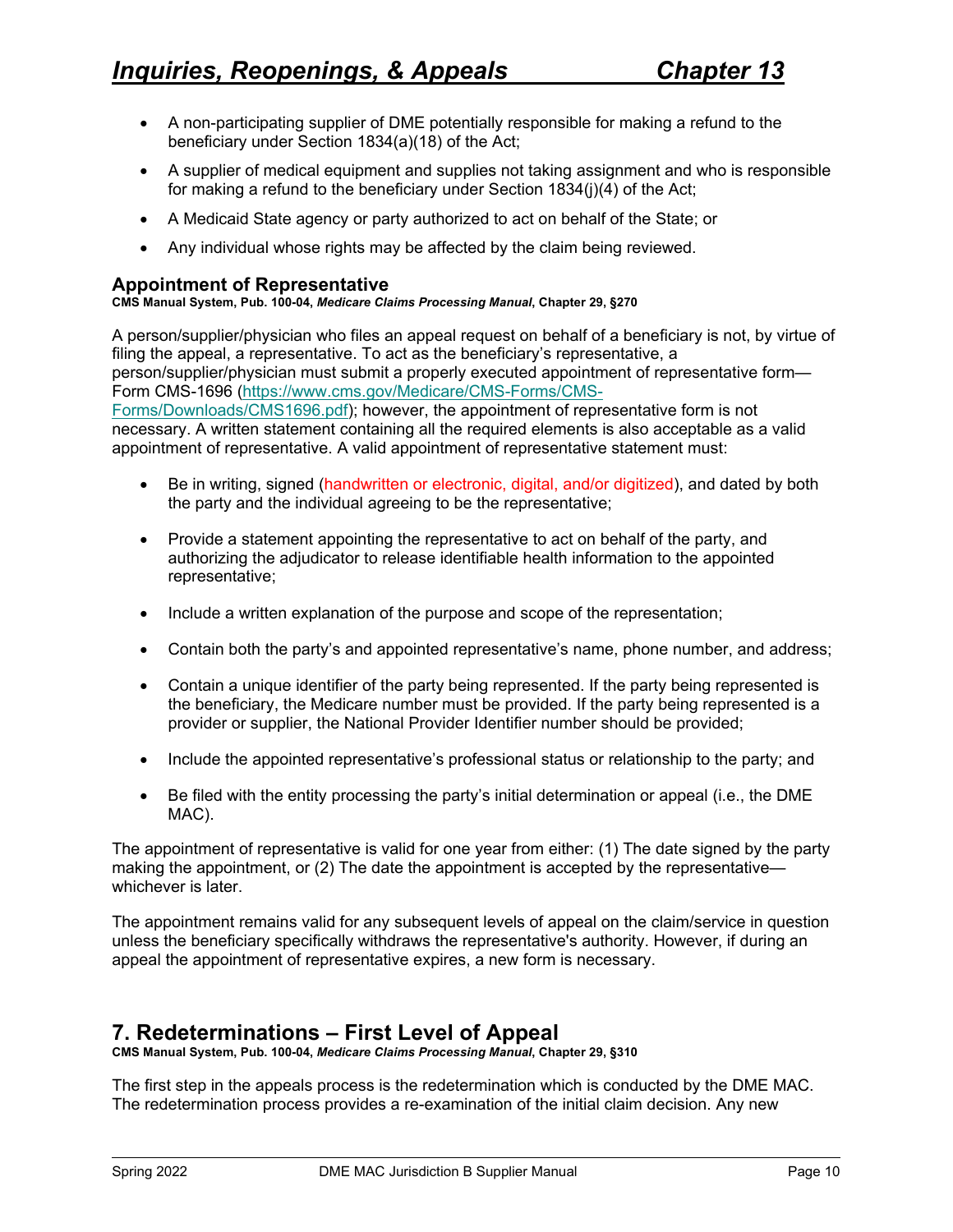- A non-participating supplier of DME potentially responsible for making a refund to the beneficiary under Section 1834(a)(18) of the Act;
- A supplier of medical equipment and supplies not taking assignment and who is responsible for making a refund to the beneficiary under Section 1834(j)(4) of the Act;
- A Medicaid State agency or party authorized to act on behalf of the State; or
- Any individual whose rights may be affected by the claim being reviewed.

### Appointment of Representative

**CMS Manual System, Pub. 100-04, *Medicare Claims Processing Manual*, Chapter 29, §270**

A person/supplier/physician who files an appeal request on behalf of a beneficiary is not, by virtue of filing the appeal, a representative. To act as the beneficiary's representative, a person/supplier/physician must submit a properly executed appointment of representative form—Form CMS-1696 (https://www.cms.gov/Medicare/CMS-Forms/CMS-Forms/Downloads/CMS1696.pdf); however, the appointment of representative form is not necessary. A written statement containing all the required elements is also acceptable as a valid appointment of representative. A valid appointment of representative statement must:

- Be in writing, signed (handwritten or electronic, digital, and/or digitized), and dated by both the party and the individual agreeing to be the representative;
- Provide a statement appointing the representative to act on behalf of the party, and authorizing the adjudicator to release identifiable health information to the appointed representative;
- Include a written explanation of the purpose and scope of the representation;
- Contain both the party's and appointed representative's name, phone number, and address;
- Contain a unique identifier of the party being represented. If the party being represented is the beneficiary, the Medicare number must be provided. If the party being represented is a provider or supplier, the National Provider Identifier number should be provided;
- Include the appointed representative's professional status or relationship to the party; and
- Be filed with the entity processing the party's initial determination or appeal (i.e., the DME MAC).

The appointment of representative is valid for one year from either: (1) The date signed by the party making the appointment, or (2) The date the appointment is accepted by the representative—whichever is later.

The appointment remains valid for any subsequent levels of appeal on the claim/service in question unless the beneficiary specifically withdraws the representative's authority. However, if during an appeal the appointment of representative expires, a new form is necessary.

## 7. Redeterminations – First Level of Appeal

**CMS Manual System, Pub. 100-04, *Medicare Claims Processing Manual*, Chapter 29, §310**

The first step in the appeals process is the redetermination which is conducted by the DME MAC. The redetermination process provides a re-examination of the initial claim decision. Any new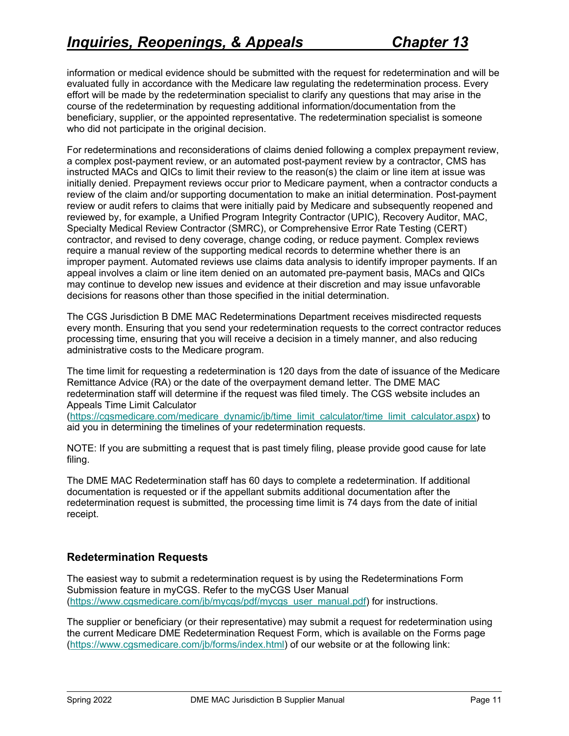information or medical evidence should be submitted with the request for redetermination and will be evaluated fully in accordance with the Medicare law regulating the redetermination process. Every effort will be made by the redetermination specialist to clarify any questions that may arise in the course of the redetermination by requesting additional information/documentation from the beneficiary, supplier, or the appointed representative. The redetermination specialist is someone who did not participate in the original decision.

For redeterminations and reconsiderations of claims denied following a complex prepayment review, a complex post-payment review, or an automated post-payment review by a contractor, CMS has instructed MACs and QICs to limit their review to the reason(s) the claim or line item at issue was initially denied. Prepayment reviews occur prior to Medicare payment, when a contractor conducts a review of the claim and/or supporting documentation to make an initial determination. Post-payment review or audit refers to claims that were initially paid by Medicare and subsequently reopened and reviewed by, for example, a Unified Program Integrity Contractor (UPIC), Recovery Auditor, MAC, Specialty Medical Review Contractor (SMRC), or Comprehensive Error Rate Testing (CERT) contractor, and revised to deny coverage, change coding, or reduce payment. Complex reviews require a manual review of the supporting medical records to determine whether there is an improper payment. Automated reviews use claims data analysis to identify improper payments. If an appeal involves a claim or line item denied on an automated pre-payment basis, MACs and QICs may continue to develop new issues and evidence at their discretion and may issue unfavorable decisions for reasons other than those specified in the initial determination.

The CGS Jurisdiction B DME MAC Redeterminations Department receives misdirected requests every month. Ensuring that you send your redetermination requests to the correct contractor reduces processing time, ensuring that you will receive a decision in a timely manner, and also reducing administrative costs to the Medicare program.

The time limit for requesting a redetermination is 120 days from the date of issuance of the Medicare Remittance Advice (RA) or the date of the overpayment demand letter. The DME MAC redetermination staff will determine if the request was filed timely. The CGS website includes an Appeals Time Limit Calculator (https://cgsmedicare.com/medicare_dynamic/jb/time_limit_calculator/time_limit_calculator.aspx) to aid you in determining the timelines of your redetermination requests.

NOTE: If you are submitting a request that is past timely filing, please provide good cause for late filing.

The DME MAC Redetermination staff has 60 days to complete a redetermination. If additional documentation is requested or if the appellant submits additional documentation after the redetermination request is submitted, the processing time limit is 74 days from the date of initial receipt.

## Redetermination Requests

The easiest way to submit a redetermination request is by using the Redeterminations Form Submission feature in myCGS. Refer to the myCGS User Manual (https://www.cgsmedicare.com/jb/mycgs/pdf/mycgs_user_manual.pdf) for instructions.

The supplier or beneficiary (or their representative) may submit a request for redetermination using the current Medicare DME Redetermination Request Form, which is available on the Forms page (https://www.cgsmedicare.com/jb/forms/index.html) of our website or at the following link: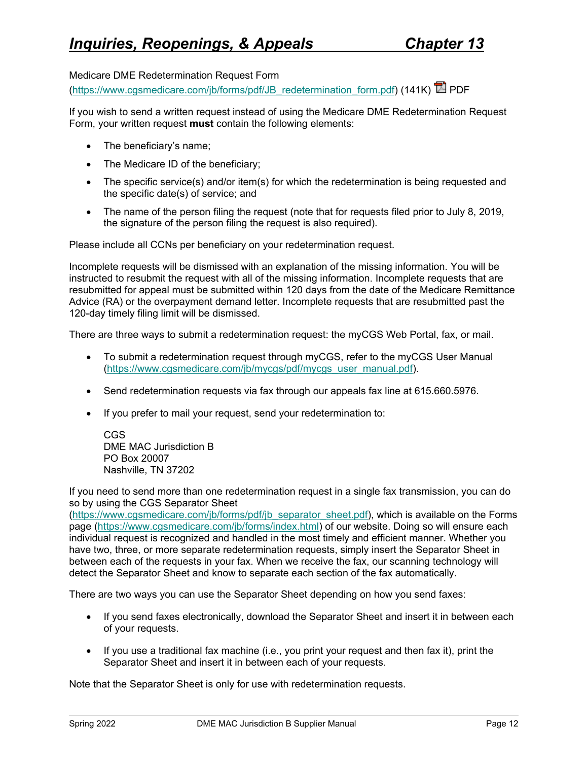Medicare DME Redetermination Request Form
(https://www.cgsmedicare.com/jb/forms/pdf/JB_redetermination_form.pdf) (141K) PDF

If you wish to send a written request instead of using the Medicare DME Redetermination Request Form, your written request **must** contain the following elements:

- The beneficiary's name;
- The Medicare ID of the beneficiary;
- The specific service(s) and/or item(s) for which the redetermination is being requested and the specific date(s) of service; and
- The name of the person filing the request (note that for requests filed prior to July 8, 2019, the signature of the person filing the request is also required).

Please include all CCNs per beneficiary on your redetermination request.

Incomplete requests will be dismissed with an explanation of the missing information. You will be instructed to resubmit the request with all of the missing information. Incomplete requests that are resubmitted for appeal must be submitted within 120 days from the date of the Medicare Remittance Advice (RA) or the overpayment demand letter. Incomplete requests that are resubmitted past the 120-day timely filing limit will be dismissed.

There are three ways to submit a redetermination request: the myCGS Web Portal, fax, or mail.

- To submit a redetermination request through myCGS, refer to the myCGS User Manual (https://www.cgsmedicare.com/jb/mycgs/pdf/mycgs_user_manual.pdf).
- Send redetermination requests via fax through our appeals fax line at 615.660.5976.
- If you prefer to mail your request, send your redetermination to:

  CGS
  DME MAC Jurisdiction B
  PO Box 20007
  Nashville, TN 37202

If you need to send more than one redetermination request in a single fax transmission, you can do so by using the CGS Separator Sheet (https://www.cgsmedicare.com/jb/forms/pdf/jb_separator_sheet.pdf), which is available on the Forms page (https://www.cgsmedicare.com/jb/forms/index.html) of our website. Doing so will ensure each individual request is recognized and handled in the most timely and efficient manner. Whether you have two, three, or more separate redetermination requests, simply insert the Separator Sheet in between each of the requests in your fax. When we receive the fax, our scanning technology will detect the Separator Sheet and know to separate each section of the fax automatically.

There are two ways you can use the Separator Sheet depending on how you send faxes:

- If you send faxes electronically, download the Separator Sheet and insert it in between each of your requests.
- If you use a traditional fax machine (i.e., you print your request and then fax it), print the Separator Sheet and insert it in between each of your requests.

Note that the Separator Sheet is only for use with redetermination requests.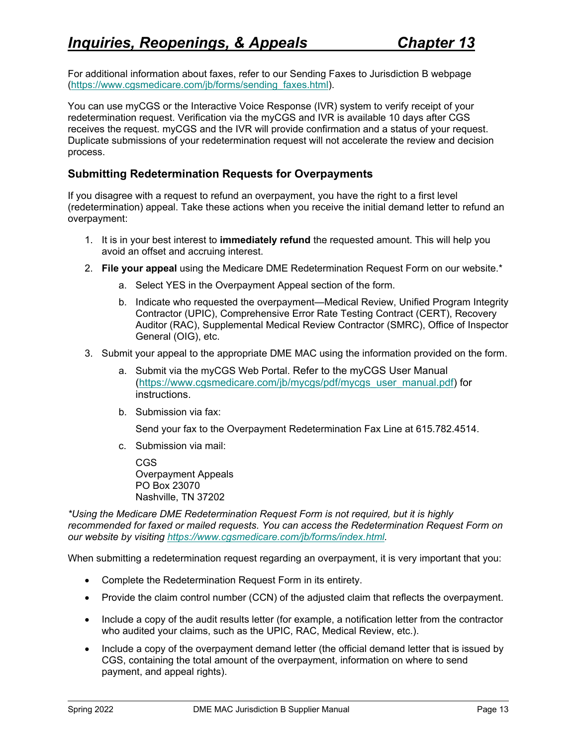For additional information about faxes, refer to our Sending Faxes to Jurisdiction B webpage (https://www.cgsmedicare.com/jb/forms/sending_faxes.html).

You can use myCGS or the Interactive Voice Response (IVR) system to verify receipt of your redetermination request. Verification via the myCGS and IVR is available 10 days after CGS receives the request. myCGS and the IVR will provide confirmation and a status of your request. Duplicate submissions of your redetermination request will not accelerate the review and decision process.

### Submitting Redetermination Requests for Overpayments

If you disagree with a request to refund an overpayment, you have the right to a first level (redetermination) appeal. Take these actions when you receive the initial demand letter to refund an overpayment:

1. It is in your best interest to **immediately refund** the requested amount. This will help you avoid an offset and accruing interest.
2. **File your appeal** using the Medicare DME Redetermination Request Form on our website.*
    a. Select YES in the Overpayment Appeal section of the form.
    b. Indicate who requested the overpayment—Medical Review, Unified Program Integrity Contractor (UPIC), Comprehensive Error Rate Testing Contract (CERT), Recovery Auditor (RAC), Supplemental Medical Review Contractor (SMRC), Office of Inspector General (OIG), etc.
3. Submit your appeal to the appropriate DME MAC using the information provided on the form.
    a. Submit via the myCGS Web Portal. Refer to the myCGS User Manual (https://www.cgsmedicare.com/jb/mycgs/pdf/mycgs_user_manual.pdf) for instructions.
    b. Submission via fax:

       Send your fax to the Overpayment Redetermination Fax Line at 615.782.4514.
    c. Submission via mail:

       CGS
       Overpayment Appeals
       PO Box 23070
       Nashville, TN 37202

*\*Using the Medicare DME Redetermination Request Form is not required, but it is highly recommended for faxed or mailed requests. You can access the Redetermination Request Form on our website by visiting https://www.cgsmedicare.com/jb/forms/index.html.*

When submitting a redetermination request regarding an overpayment, it is very important that you:

- Complete the Redetermination Request Form in its entirety.
- Provide the claim control number (CCN) of the adjusted claim that reflects the overpayment.
- Include a copy of the audit results letter (for example, a notification letter from the contractor who audited your claims, such as the UPIC, RAC, Medical Review, etc.).
- Include a copy of the overpayment demand letter (the official demand letter that is issued by CGS, containing the total amount of the overpayment, information on where to send payment, and appeal rights).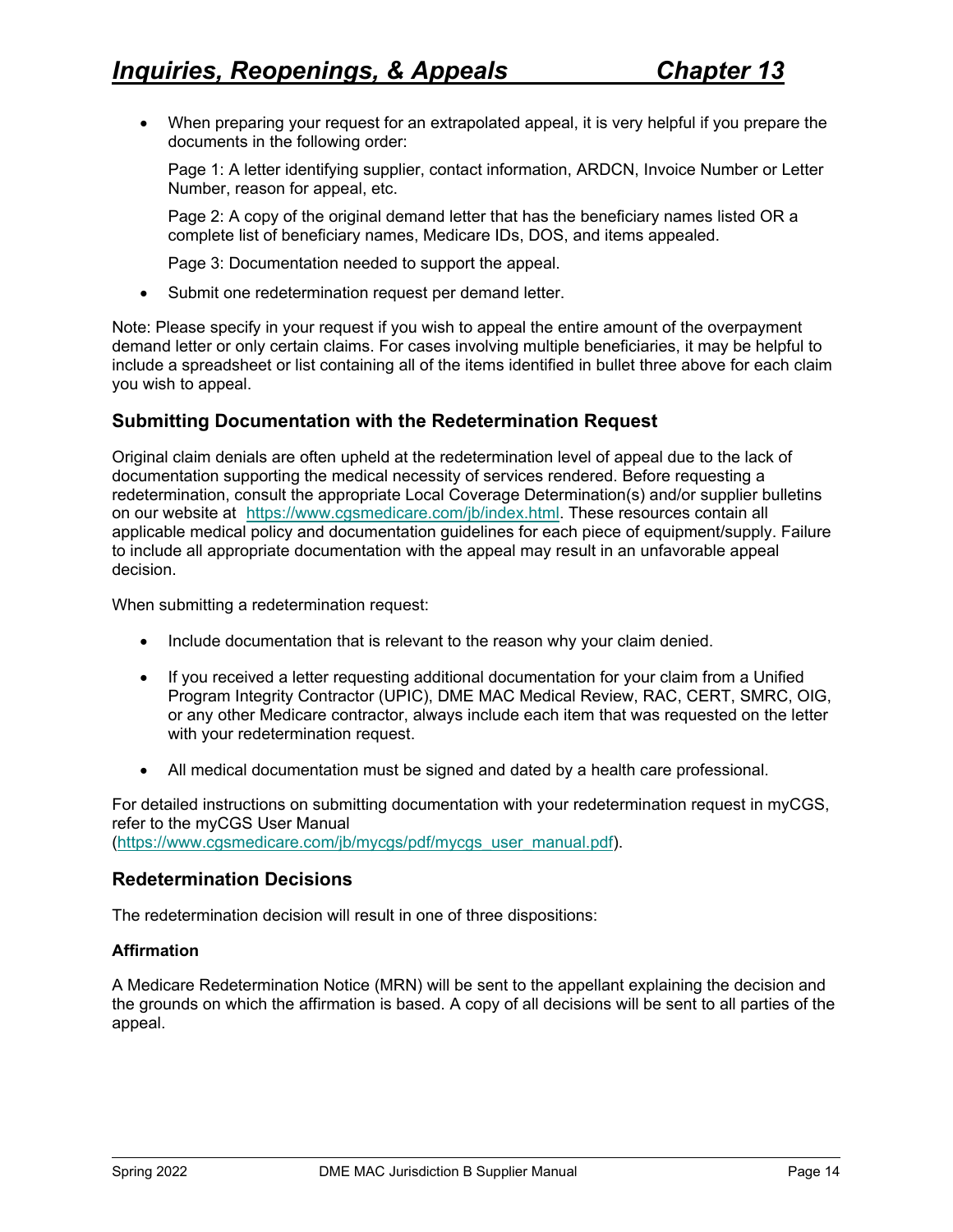- When preparing your request for an extrapolated appeal, it is very helpful if you prepare the documents in the following order:

  Page 1: A letter identifying supplier, contact information, ARDCN, Invoice Number or Letter Number, reason for appeal, etc.

  Page 2: A copy of the original demand letter that has the beneficiary names listed OR a complete list of beneficiary names, Medicare IDs, DOS, and items appealed.

  Page 3: Documentation needed to support the appeal.

- Submit one redetermination request per demand letter.

Note: Please specify in your request if you wish to appeal the entire amount of the overpayment demand letter or only certain claims. For cases involving multiple beneficiaries, it may be helpful to include a spreadsheet or list containing all of the items identified in bullet three above for each claim you wish to appeal.

### Submitting Documentation with the Redetermination Request

Original claim denials are often upheld at the redetermination level of appeal due to the lack of documentation supporting the medical necessity of services rendered. Before requesting a redetermination, consult the appropriate Local Coverage Determination(s) and/or supplier bulletins on our website at https://www.cgsmedicare.com/jb/index.html. These resources contain all applicable medical policy and documentation guidelines for each piece of equipment/supply. Failure to include all appropriate documentation with the appeal may result in an unfavorable appeal decision.

When submitting a redetermination request:

- Include documentation that is relevant to the reason why your claim denied.
- If you received a letter requesting additional documentation for your claim from a Unified Program Integrity Contractor (UPIC), DME MAC Medical Review, RAC, CERT, SMRC, OIG, or any other Medicare contractor, always include each item that was requested on the letter with your redetermination request.
- All medical documentation must be signed and dated by a health care professional.

For detailed instructions on submitting documentation with your redetermination request in myCGS, refer to the myCGS User Manual (https://www.cgsmedicare.com/jb/mycgs/pdf/mycgs_user_manual.pdf).

### Redetermination Decisions

The redetermination decision will result in one of three dispositions:

#### Affirmation

A Medicare Redetermination Notice (MRN) will be sent to the appellant explaining the decision and the grounds on which the affirmation is based. A copy of all decisions will be sent to all parties of the appeal.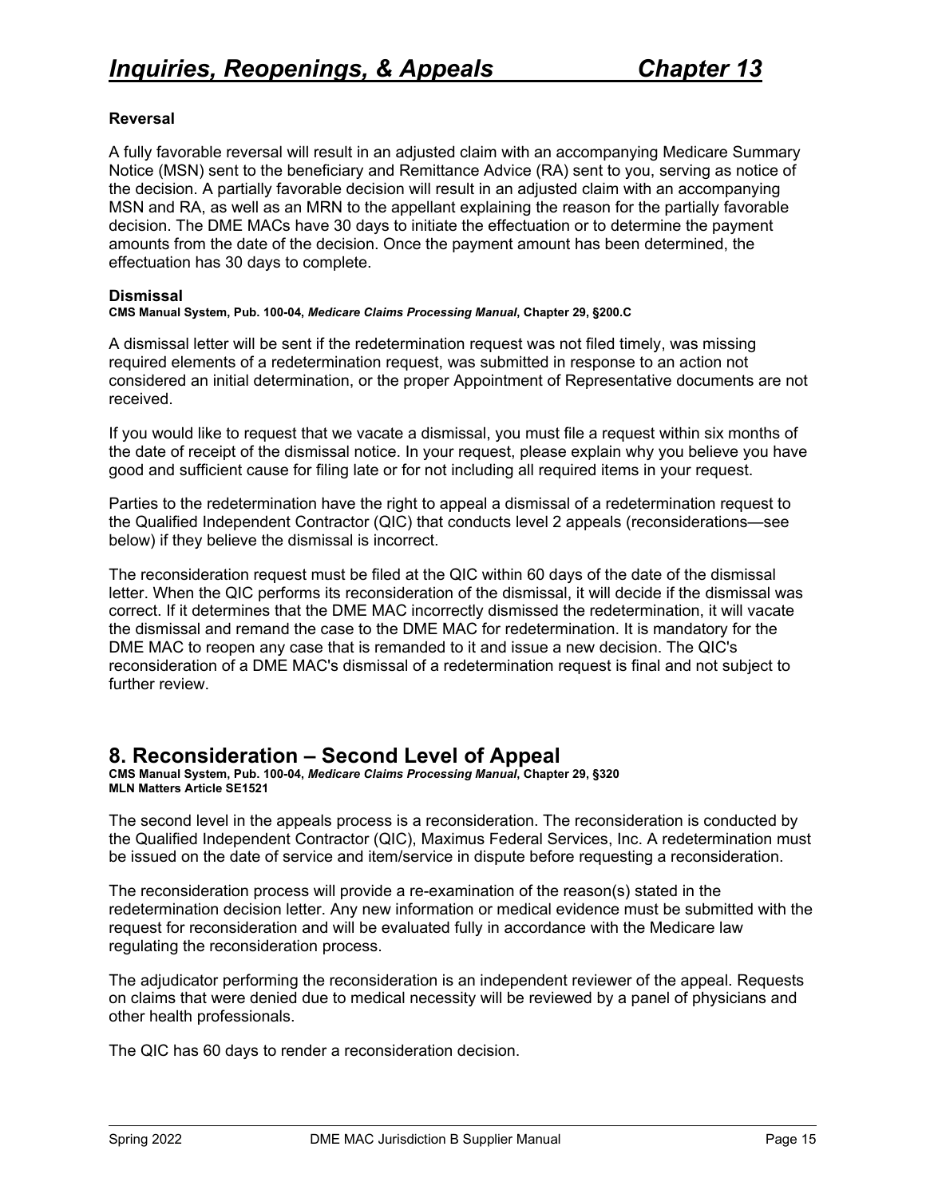### Reversal

A fully favorable reversal will result in an adjusted claim with an accompanying Medicare Summary Notice (MSN) sent to the beneficiary and Remittance Advice (RA) sent to you, serving as notice of the decision. A partially favorable decision will result in an adjusted claim with an accompanying MSN and RA, as well as an MRN to the appellant explaining the reason for the partially favorable decision. The DME MACs have 30 days to initiate the effectuation or to determine the payment amounts from the date of the decision. Once the payment amount has been determined, the effectuation has 30 days to complete.

### Dismissal

**CMS Manual System, Pub. 100-04, *Medicare Claims Processing Manual*, Chapter 29, §200.C**

A dismissal letter will be sent if the redetermination request was not filed timely, was missing required elements of a redetermination request, was submitted in response to an action not considered an initial determination, or the proper Appointment of Representative documents are not received.

If you would like to request that we vacate a dismissal, you must file a request within six months of the date of receipt of the dismissal notice. In your request, please explain why you believe you have good and sufficient cause for filing late or for not including all required items in your request.

Parties to the redetermination have the right to appeal a dismissal of a redetermination request to the Qualified Independent Contractor (QIC) that conducts level 2 appeals (reconsiderations—see below) if they believe the dismissal is incorrect.

The reconsideration request must be filed at the QIC within 60 days of the date of the dismissal letter. When the QIC performs its reconsideration of the dismissal, it will decide if the dismissal was correct. If it determines that the DME MAC incorrectly dismissed the redetermination, it will vacate the dismissal and remand the case to the DME MAC for redetermination. It is mandatory for the DME MAC to reopen any case that is remanded to it and issue a new decision. The QIC's reconsideration of a DME MAC's dismissal of a redetermination request is final and not subject to further review.

## 8. Reconsideration – Second Level of Appeal

**CMS Manual System, Pub. 100-04, *Medicare Claims Processing Manual*, Chapter 29, §320**
**MLN Matters Article SE1521**

The second level in the appeals process is a reconsideration. The reconsideration is conducted by the Qualified Independent Contractor (QIC), Maximus Federal Services, Inc. A redetermination must be issued on the date of service and item/service in dispute before requesting a reconsideration.

The reconsideration process will provide a re-examination of the reason(s) stated in the redetermination decision letter. Any new information or medical evidence must be submitted with the request for reconsideration and will be evaluated fully in accordance with the Medicare law regulating the reconsideration process.

The adjudicator performing the reconsideration is an independent reviewer of the appeal. Requests on claims that were denied due to medical necessity will be reviewed by a panel of physicians and other health professionals.

The QIC has 60 days to render a reconsideration decision.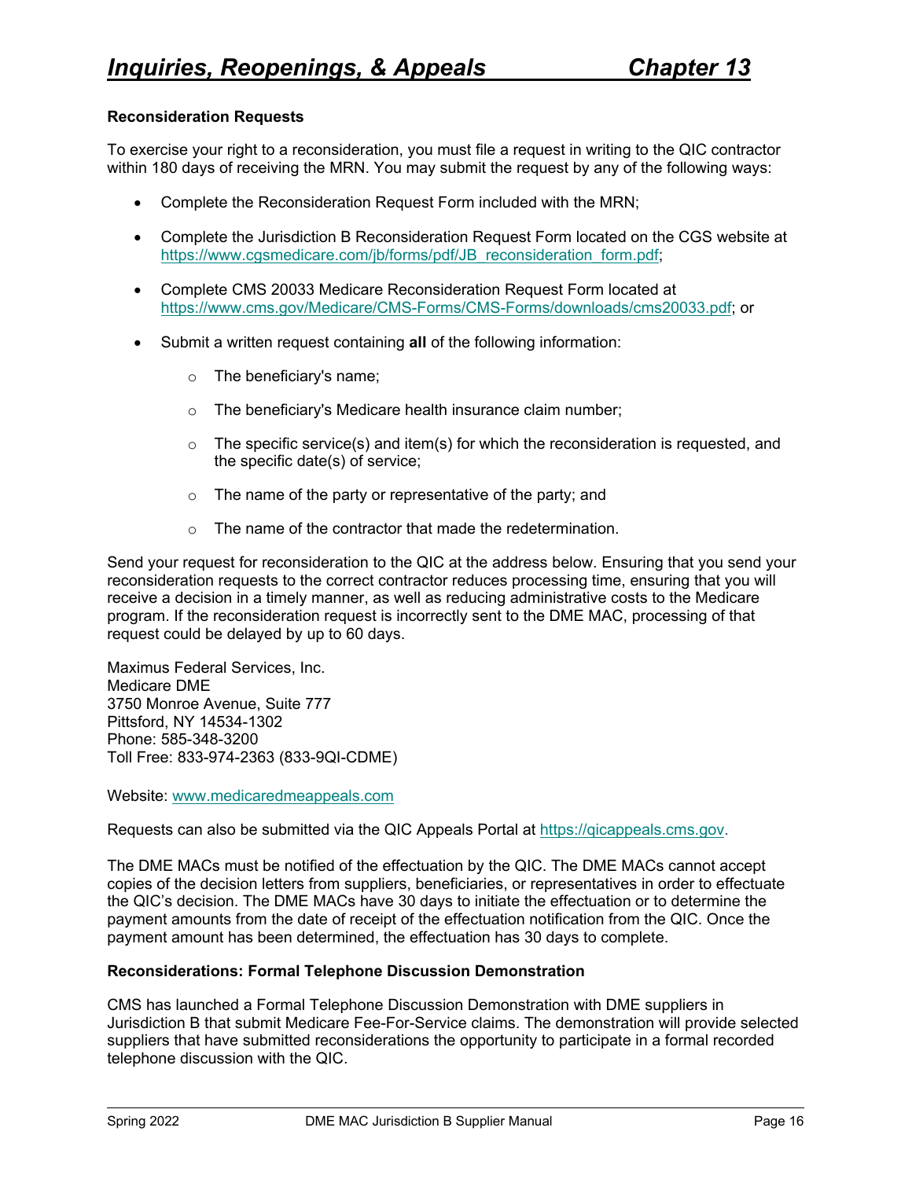### Reconsideration Requests

To exercise your right to a reconsideration, you must file a request in writing to the QIC contractor within 180 days of receiving the MRN. You may submit the request by any of the following ways:

- Complete the Reconsideration Request Form included with the MRN;
- Complete the Jurisdiction B Reconsideration Request Form located on the CGS website at https://www.cgsmedicare.com/jb/forms/pdf/JB_reconsideration_form.pdf;
- Complete CMS 20033 Medicare Reconsideration Request Form located at https://www.cms.gov/Medicare/CMS-Forms/CMS-Forms/downloads/cms20033.pdf; or
- Submit a written request containing **all** of the following information:
  - The beneficiary's name;
  - The beneficiary's Medicare health insurance claim number;
  - The specific service(s) and item(s) for which the reconsideration is requested, and the specific date(s) of service;
  - The name of the party or representative of the party; and
  - The name of the contractor that made the redetermination.

Send your request for reconsideration to the QIC at the address below. Ensuring that you send your reconsideration requests to the correct contractor reduces processing time, ensuring that you will receive a decision in a timely manner, as well as reducing administrative costs to the Medicare program. If the reconsideration request is incorrectly sent to the DME MAC, processing of that request could be delayed by up to 60 days.

Maximus Federal Services, Inc.
Medicare DME
3750 Monroe Avenue, Suite 777
Pittsford, NY 14534-1302
Phone: 585-348-3200
Toll Free: 833-974-2363 (833-9QI-CDME)

Website: www.medicaredmeappeals.com

Requests can also be submitted via the QIC Appeals Portal at https://qicappeals.cms.gov.

The DME MACs must be notified of the effectuation by the QIC. The DME MACs cannot accept copies of the decision letters from suppliers, beneficiaries, or representatives in order to effectuate the QIC's decision. The DME MACs have 30 days to initiate the effectuation or to determine the payment amounts from the date of receipt of the effectuation notification from the QIC. Once the payment amount has been determined, the effectuation has 30 days to complete.

### Reconsiderations: Formal Telephone Discussion Demonstration

CMS has launched a Formal Telephone Discussion Demonstration with DME suppliers in Jurisdiction B that submit Medicare Fee-For-Service claims. The demonstration will provide selected suppliers that have submitted reconsiderations the opportunity to participate in a formal recorded telephone discussion with the QIC.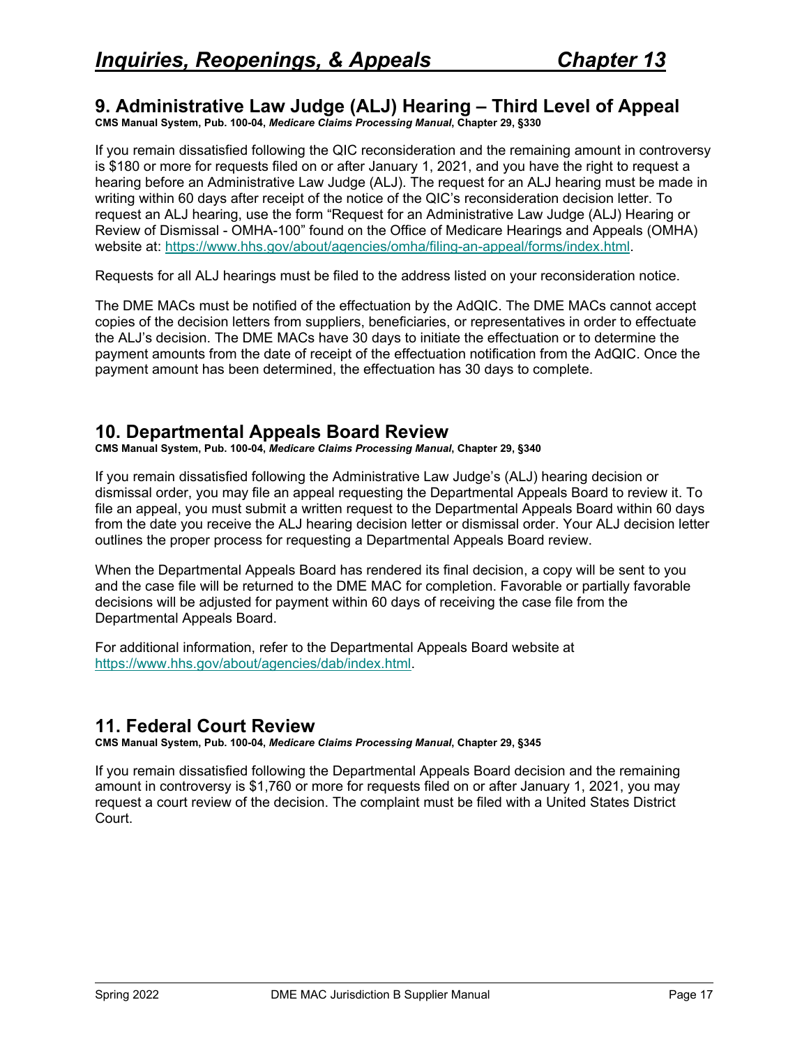## 9. Administrative Law Judge (ALJ) Hearing – Third Level of Appeal

**CMS Manual System, Pub. 100-04, *Medicare Claims Processing Manual*, Chapter 29, §330**

If you remain dissatisfied following the QIC reconsideration and the remaining amount in controversy is $180 or more for requests filed on or after January 1, 2021, and you have the right to request a hearing before an Administrative Law Judge (ALJ). The request for an ALJ hearing must be made in writing within 60 days after receipt of the notice of the QIC's reconsideration decision letter. To request an ALJ hearing, use the form "Request for an Administrative Law Judge (ALJ) Hearing or Review of Dismissal - OMHA-100" found on the Office of Medicare Hearings and Appeals (OMHA) website at: https://www.hhs.gov/about/agencies/omha/filing-an-appeal/forms/index.html.

Requests for all ALJ hearings must be filed to the address listed on your reconsideration notice.

The DME MACs must be notified of the effectuation by the AdQIC. The DME MACs cannot accept copies of the decision letters from suppliers, beneficiaries, or representatives in order to effectuate the ALJ's decision. The DME MACs have 30 days to initiate the effectuation or to determine the payment amounts from the date of receipt of the effectuation notification from the AdQIC. Once the payment amount has been determined, the effectuation has 30 days to complete.

## 10. Departmental Appeals Board Review

**CMS Manual System, Pub. 100-04, *Medicare Claims Processing Manual*, Chapter 29, §340**

If you remain dissatisfied following the Administrative Law Judge's (ALJ) hearing decision or dismissal order, you may file an appeal requesting the Departmental Appeals Board to review it. To file an appeal, you must submit a written request to the Departmental Appeals Board within 60 days from the date you receive the ALJ hearing decision letter or dismissal order. Your ALJ decision letter outlines the proper process for requesting a Departmental Appeals Board review.

When the Departmental Appeals Board has rendered its final decision, a copy will be sent to you and the case file will be returned to the DME MAC for completion. Favorable or partially favorable decisions will be adjusted for payment within 60 days of receiving the case file from the Departmental Appeals Board.

For additional information, refer to the Departmental Appeals Board website at https://www.hhs.gov/about/agencies/dab/index.html.

## 11. Federal Court Review

**CMS Manual System, Pub. 100-04, *Medicare Claims Processing Manual*, Chapter 29, §345**

If you remain dissatisfied following the Departmental Appeals Board decision and the remaining amount in controversy is $1,760 or more for requests filed on or after January 1, 2021, you may request a court review of the decision. The complaint must be filed with a United States District Court.